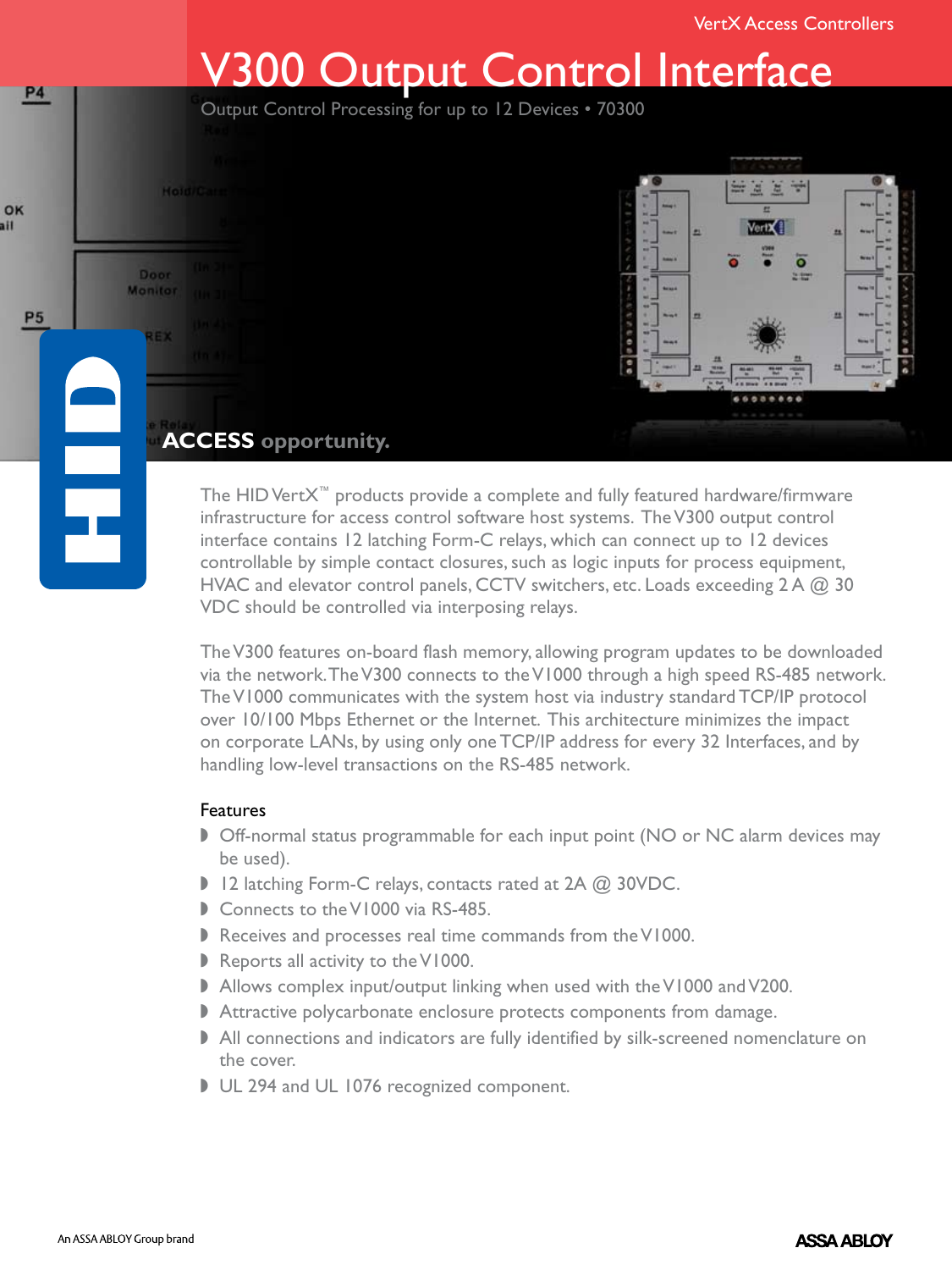VertX Access Controllers

# V300 Output Control Interface

Output Control Processing for up to 12 Devices • 70300

**ACCESS** opportunity.

The HID VertX™ products provide a complete and fully featured hardware/firmware infrastructure for access control software host systems. The V300 output control interface contains 12 latching Form-C relays, which can connect up to 12 devices controllable by simple contact closures, such as logic inputs for process equipment, HVAC and elevator control panels, CCTV switchers, etc. Loads exceeding 2 A @ 30 VDC should be controlled via interposing relays.

The V300 features on-board flash memory, allowing program updates to be downloaded via the network. The V300 connects to the V1000 through a high speed RS-485 network. The V1000 communicates with the system host via industry standard TCP/IP protocol over 10/100 Mbps Ethernet or the Internet. This architecture minimizes the impact on corporate LANs, by using only one TCP/IP address for every 32 Interfaces, and by handling low-level transactions on the RS-485 network.

## Features

- Off-normal status programmable for each input point (NO or NC alarm devices may be used).
- 12 latching Form-C relays, contacts rated at 2A @ 30VDC.
- Connects to the V1000 via RS-485.
- Receives and processes real time commands from the V1000.
- Reports all activity to the V1000.
- Allows complex input/output linking when used with the V1000 and V200.
- Attractive polycarbonate enclosure protects components from damage.
- All connections and indicators are fully identified by silk-screened nomenclature on the cover.
- UL 294 and UL 1076 recognized component.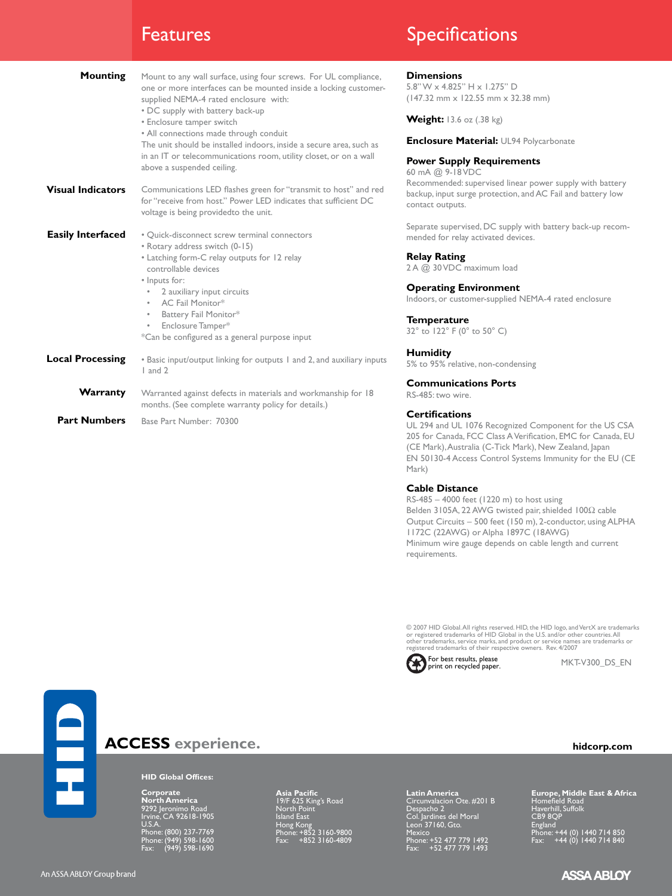## Features

**Mounting**

Mount to any wall surface, using four screws. For UL compliance, one or more interfaces can be mounted inside a locking customer-supplied NEMA-4 rated enclosure with:

- DC supply with battery back-up
- Enclosure tamper switch
- All connections made through conduit

The unit should be installed indoors, inside a secure area, such as in an IT or telecommunications room, utility closet, or on a wall above a suspended ceiling.

**Visual Indicators**

Communications LED flashes green for "transmit to host" and red for "receive from host." Power LED indicates that sufficient DC voltage is being providedto the unit.

**Easily Interfaced**

- Quick-disconnect screw terminal connectors
- Rotary address switch (0-15)
- Latching form-C relay outputs for 12 relay controllable devices
- Inputs for:
  - 2 auxiliary input circuits
  - AC Fail Monitor*
  - Battery Fail Monitor*
  - Enclosure Tamper*

*Can be configured as a general purpose input

**Local Processing**

- Basic input/output linking for outputs 1 and 2, and auxiliary inputs 1 and 2

**Warranty**

Warranted against defects in materials and workmanship for 18 months. (See complete warranty policy for details.)

**Part Numbers**

Base Part Number: 70300

## Specifications

**Dimensions**
5.8" W x 4.825" H x 1.275" D
(147.32 mm x 122.55 mm x 32.38 mm)

**Weight:** 13.6 oz (.38 kg)

**Enclosure Material:** UL94 Polycarbonate

**Power Supply Requirements**
60 mA @ 9-18 VDC
Recommended: supervised linear power supply with battery backup, input surge protection, and AC Fail and battery low contact outputs.

Separate supervised, DC supply with battery back-up recommended for relay activated devices.

**Relay Rating**
2 A @ 30 VDC maximum load

**Operating Environment**
Indoors, or customer-supplied NEMA-4 rated enclosure

**Temperature**
32° to 122° F (0° to 50° C)

**Humidity**
5% to 95% relative, non-condensing

**Communications Ports**
RS-485: two wire.

**Certifications**
UL 294 and UL 1076 Recognized Component for the US CSA 205 for Canada, FCC Class A Verification, EMC for Canada, EU (CE Mark), Australia (C-Tick Mark), New Zealand, Japan
EN 50130-4 Access Control Systems Immunity for the EU (CE Mark)

**Cable Distance**
RS-485 – 4000 feet (1220 m) to host using
Belden 3105A, 22 AWG twisted pair, shielded 100Ω cable
Output Circuits – 500 feet (150 m), 2-conductor, using ALPHA 1172C (22AWG) or Alpha 1897C (18AWG)
Minimum wire gauge depends on cable length and current requirements.

© 2007 HID Global. All rights reserved. HID, the HID logo, and VertX are trademarks or registered trademarks of HID Global in the U.S. and/or other countries. All other trademarks, service marks, and product or service names are trademarks or registered trademarks of their respective owners. Rev. 4/2007

For best results, please print on recycled paper.

MKT-V300_DS_EN

**ACCESS experience.**

hidcorp.com

**HID Global Offices:**

**Corporate**
**North America**
9292 Jeronimo Road
Irvine, CA 92618-1905
U.S.A.
Phone: (800) 237-7769
Phone: (949) 598-1600
Fax: (949) 598-1690

**Asia Pacific**
19/F 625 King's Road
North Point
Island East
Hong Kong
Phone: +852 3160-9800
Fax: +852 3160-4809

**Latin America**
Circunvalacion Ote. #201 B
Despacho 2
Col. Jardines del Moral
Leon 37160, Gto.
Mexico
Phone: +52 477 779 1492
Fax: +52 477 779 1493

**Europe, Middle East & Africa**
Homefield Road
Haverhill, Suffolk
CB9 8QP
England
Phone: +44 (0) 1440 714 850
Fax: +44 (0) 1440 714 840

An ASSA ABLOY Group brand

ASSA ABLOY